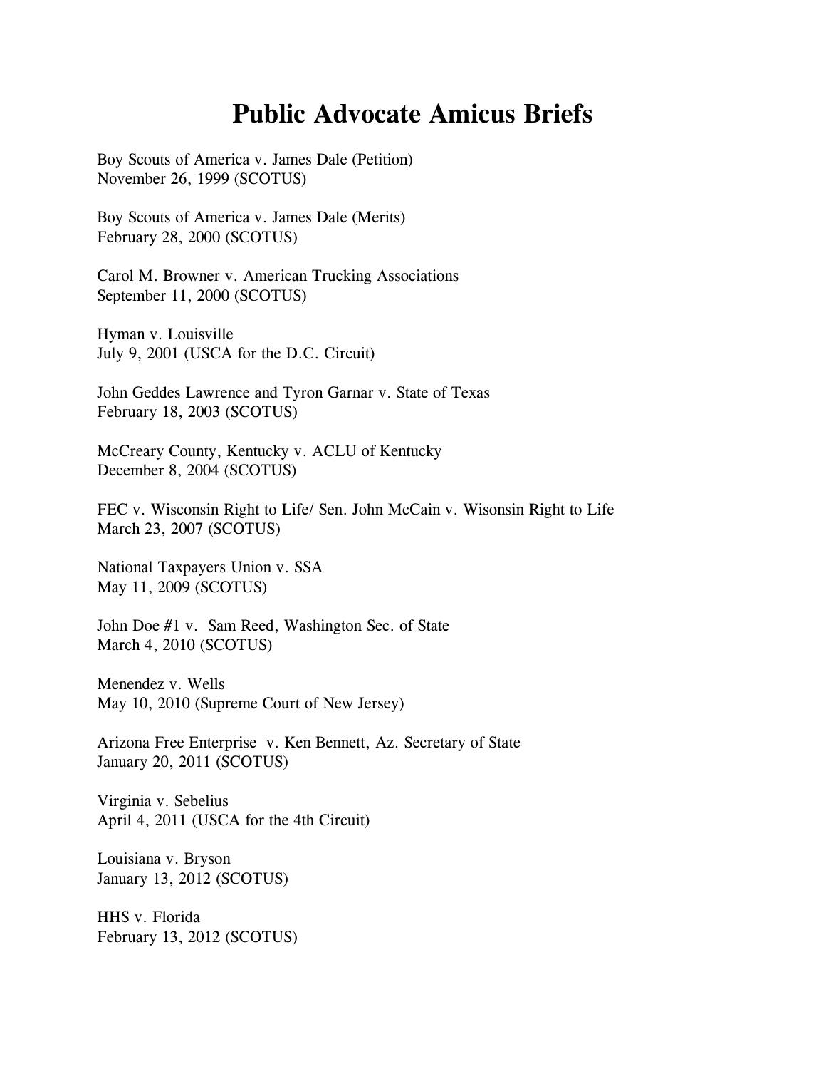# Public Advocate Amicus Briefs

Boy Scouts of America v. James Dale (Petition)
November 26, 1999 (SCOTUS)

Boy Scouts of America v. James Dale (Merits)
February 28, 2000 (SCOTUS)

Carol M. Browner v. American Trucking Associations
September 11, 2000 (SCOTUS)

Hyman v. Louisville
July 9, 2001 (USCA for the D.C. Circuit)

John Geddes Lawrence and Tyron Garnar v. State of Texas
February 18, 2003 (SCOTUS)

McCreary County, Kentucky v. ACLU of Kentucky
December 8, 2004 (SCOTUS)

FEC v. Wisconsin Right to Life/ Sen. John McCain v. Wisonsin Right to Life
March 23, 2007 (SCOTUS)

National Taxpayers Union v. SSA
May 11, 2009 (SCOTUS)

John Doe #1 v. Sam Reed, Washington Sec. of State
March 4, 2010 (SCOTUS)

Menendez v. Wells
May 10, 2010 (Supreme Court of New Jersey)

Arizona Free Enterprise v. Ken Bennett, Az. Secretary of State
January 20, 2011 (SCOTUS)

Virginia v. Sebelius
April 4, 2011 (USCA for the 4th Circuit)

Louisiana v. Bryson
January 13, 2012 (SCOTUS)

HHS v. Florida
February 13, 2012 (SCOTUS)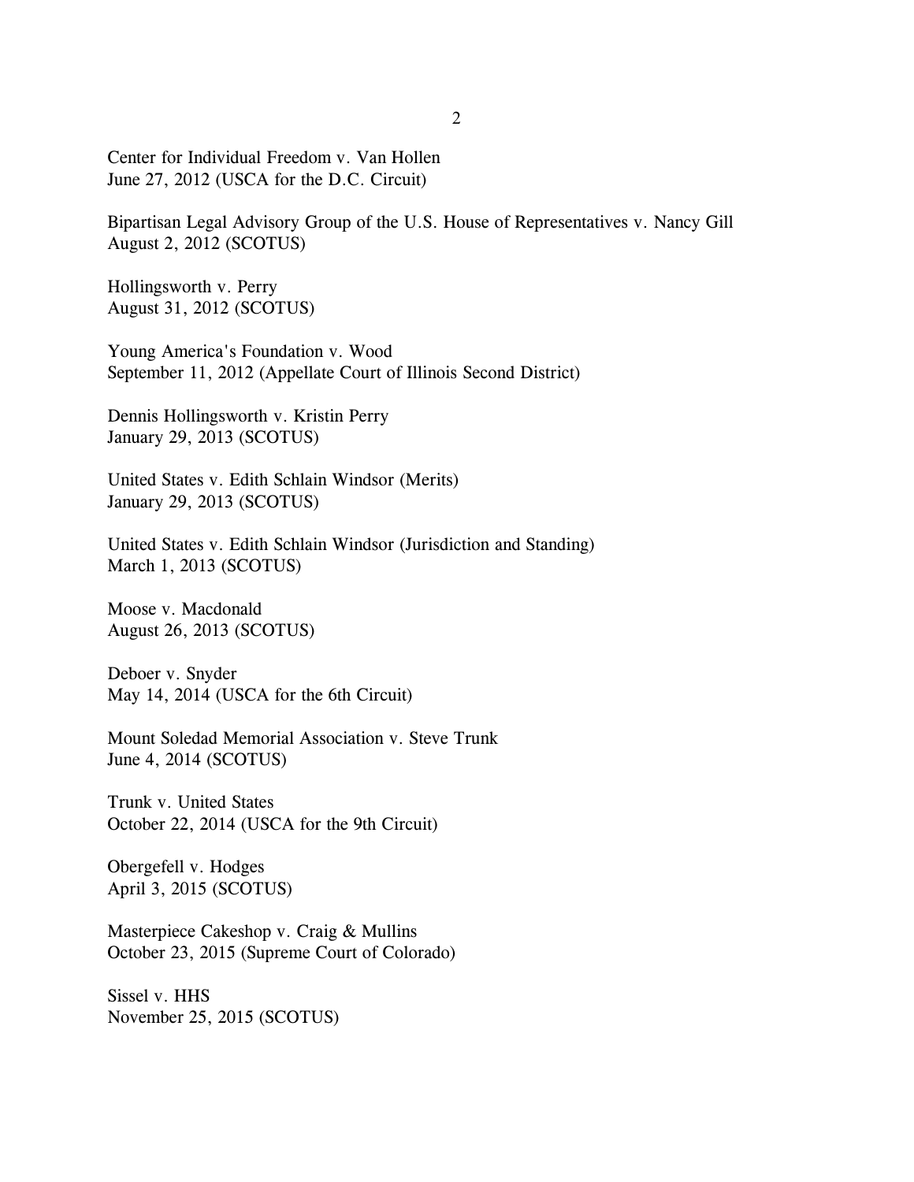Center for Individual Freedom v. Van Hollen
June 27, 2012 (USCA for the D.C. Circuit)

Bipartisan Legal Advisory Group of the U.S. House of Representatives v. Nancy Gill
August 2, 2012 (SCOTUS)

Hollingsworth v. Perry
August 31, 2012 (SCOTUS)

Young America's Foundation v. Wood
September 11, 2012 (Appellate Court of Illinois Second District)

Dennis Hollingsworth v. Kristin Perry
January 29, 2013 (SCOTUS)

United States v. Edith Schlain Windsor (Merits)
January 29, 2013 (SCOTUS)

United States v. Edith Schlain Windsor (Jurisdiction and Standing)
March 1, 2013 (SCOTUS)

Moose v. Macdonald
August 26, 2013 (SCOTUS)

Deboer v. Snyder
May 14, 2014 (USCA for the 6th Circuit)

Mount Soledad Memorial Association v. Steve Trunk
June 4, 2014 (SCOTUS)

Trunk v. United States
October 22, 2014 (USCA for the 9th Circuit)

Obergefell v. Hodges
April 3, 2015 (SCOTUS)

Masterpiece Cakeshop v. Craig & Mullins
October 23, 2015 (Supreme Court of Colorado)

Sissel v. HHS
November 25, 2015 (SCOTUS)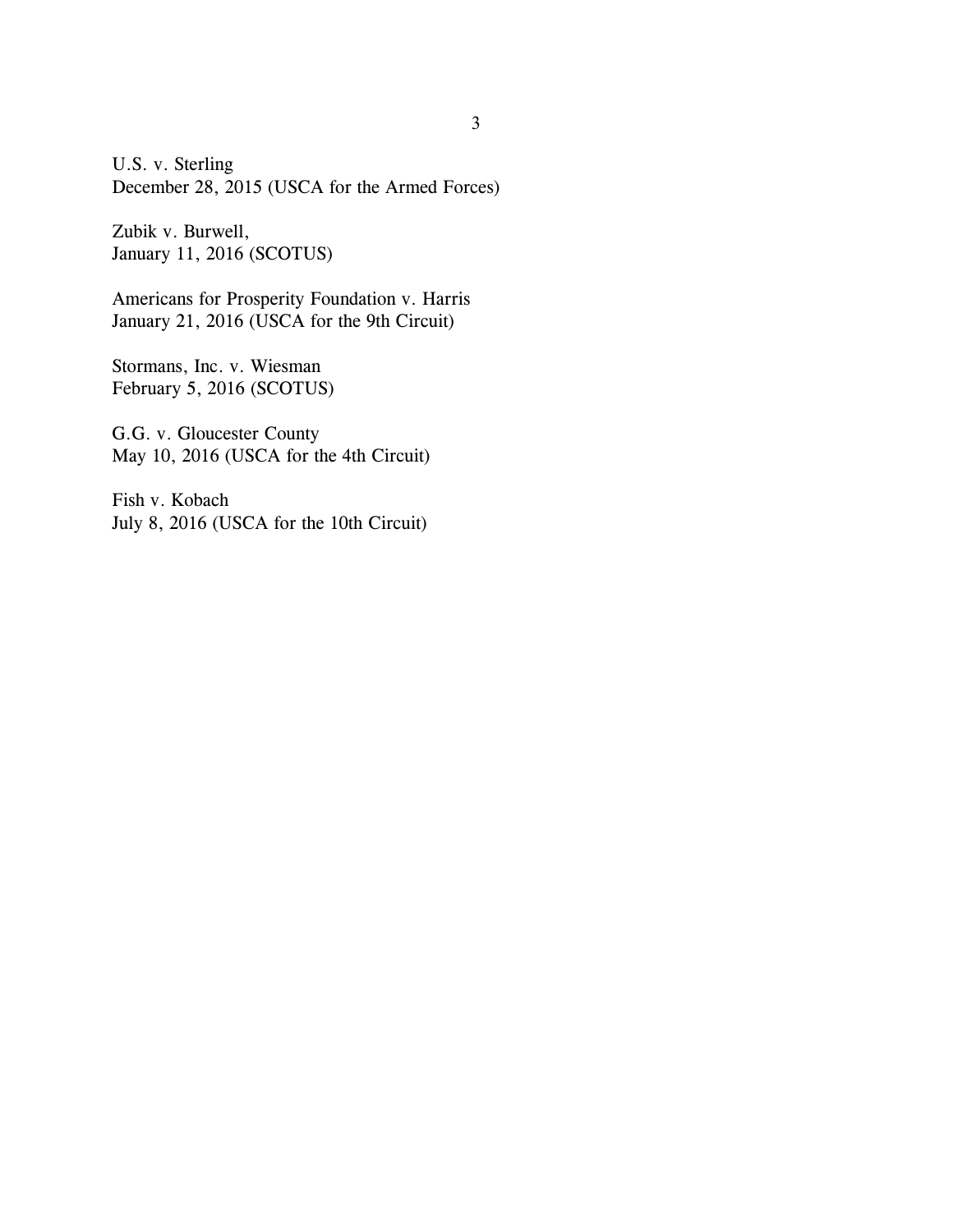U.S. v. Sterling
December 28, 2015 (USCA for the Armed Forces)

Zubik v. Burwell,
January 11, 2016 (SCOTUS)

Americans for Prosperity Foundation v. Harris
January 21, 2016 (USCA for the 9th Circuit)

Stormans, Inc. v. Wiesman
February 5, 2016 (SCOTUS)

G.G. v. Gloucester County
May 10, 2016 (USCA for the 4th Circuit)

Fish v. Kobach
July 8, 2016 (USCA for the 10th Circuit)